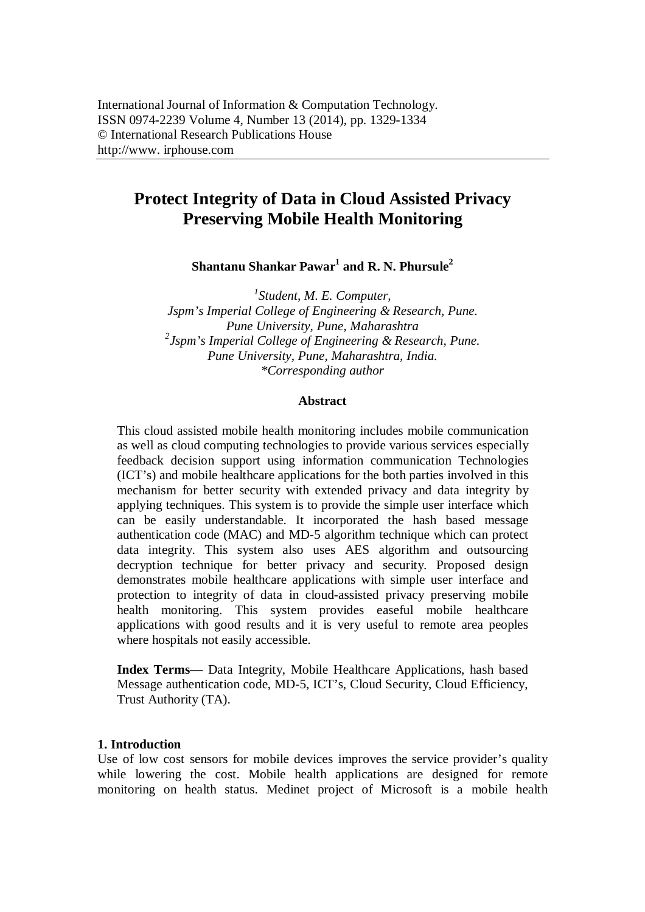International Journal of Information & Computation Technology.
ISSN 0974-2239 Volume 4, Number 13 (2014), pp. 1329-1334
© International Research Publications House
http://www. irphouse.com

# Protect Integrity of Data in Cloud Assisted Privacy Preserving Mobile Health Monitoring

**Shantanu Shankar Pawar[1] and R. N. Phursule[2]**

*[1]Student, M. E. Computer,*
*Jspm's Imperial College of Engineering & Research, Pune.*
*Pune University, Pune, Maharashtra*
*[2]Jspm's Imperial College of Engineering & Research, Pune.*
*Pune University, Pune, Maharashtra, India.*
*\*Corresponding author*

## Abstract

This cloud assisted mobile health monitoring includes mobile communication as well as cloud computing technologies to provide various services especially feedback decision support using information communication Technologies (ICT's) and mobile healthcare applications for the both parties involved in this mechanism for better security with extended privacy and data integrity by applying techniques. This system is to provide the simple user interface which can be easily understandable. It incorporated the hash based message authentication code (MAC) and MD-5 algorithm technique which can protect data integrity. This system also uses AES algorithm and outsourcing decryption technique for better privacy and security. Proposed design demonstrates mobile healthcare applications with simple user interface and protection to integrity of data in cloud-assisted privacy preserving mobile health monitoring. This system provides easeful mobile healthcare applications with good results and it is very useful to remote area peoples where hospitals not easily accessible.

**Index Terms—** Data Integrity, Mobile Healthcare Applications, hash based Message authentication code, MD-5, ICT's, Cloud Security, Cloud Efficiency, Trust Authority (TA).

## 1. Introduction

Use of low cost sensors for mobile devices improves the service provider's quality while lowering the cost. Mobile health applications are designed for remote monitoring on health status. Medinet project of Microsoft is a mobile health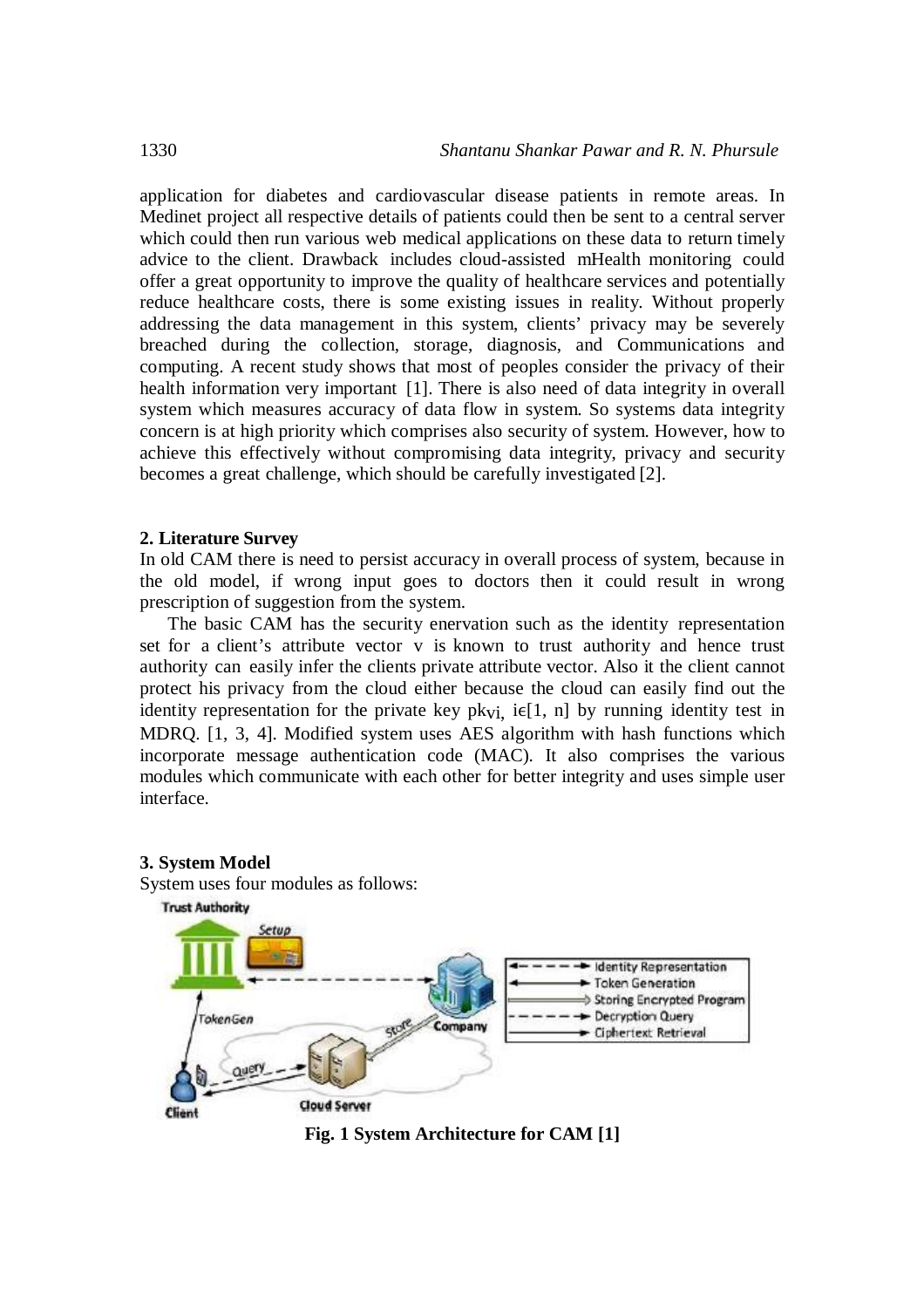application for diabetes and cardiovascular disease patients in remote areas. In Medinet project all respective details of patients could then be sent to a central server which could then run various web medical applications on these data to return timely advice to the client. Drawback includes cloud-assisted mHealth monitoring could offer a great opportunity to improve the quality of healthcare services and potentially reduce healthcare costs, there is some existing issues in reality. Without properly addressing the data management in this system, clients' privacy may be severely breached during the collection, storage, diagnosis, and Communications and computing. A recent study shows that most of peoples consider the privacy of their health information very important [1]. There is also need of data integrity in overall system which measures accuracy of data flow in system. So systems data integrity concern is at high priority which comprises also security of system. However, how to achieve this effectively without compromising data integrity, privacy and security becomes a great challenge, which should be carefully investigated [2].

## 2. Literature Survey

In old CAM there is need to persist accuracy in overall process of system, because in the old model, if wrong input goes to doctors then it could result in wrong prescription of suggestion from the system.

The basic CAM has the security enervation such as the identity representation set for a client's attribute vector v is known to trust authority and hence trust authority can easily infer the clients private attribute vector. Also it the client cannot protect his privacy from the cloud either because the cloud can easily find out the identity representation for the private key $pk_{vi,}$ $i\epsilon[1, n]$ by running identity test in MDRQ. [1, 3, 4]. Modified system uses AES algorithm with hash functions which incorporate message authentication code (MAC). It also comprises the various modules which communicate with each other for better integrity and uses simple user interface.

## 3. System Model

System uses four modules as follows:

**Fig. 1 System Architecture for CAM [1]**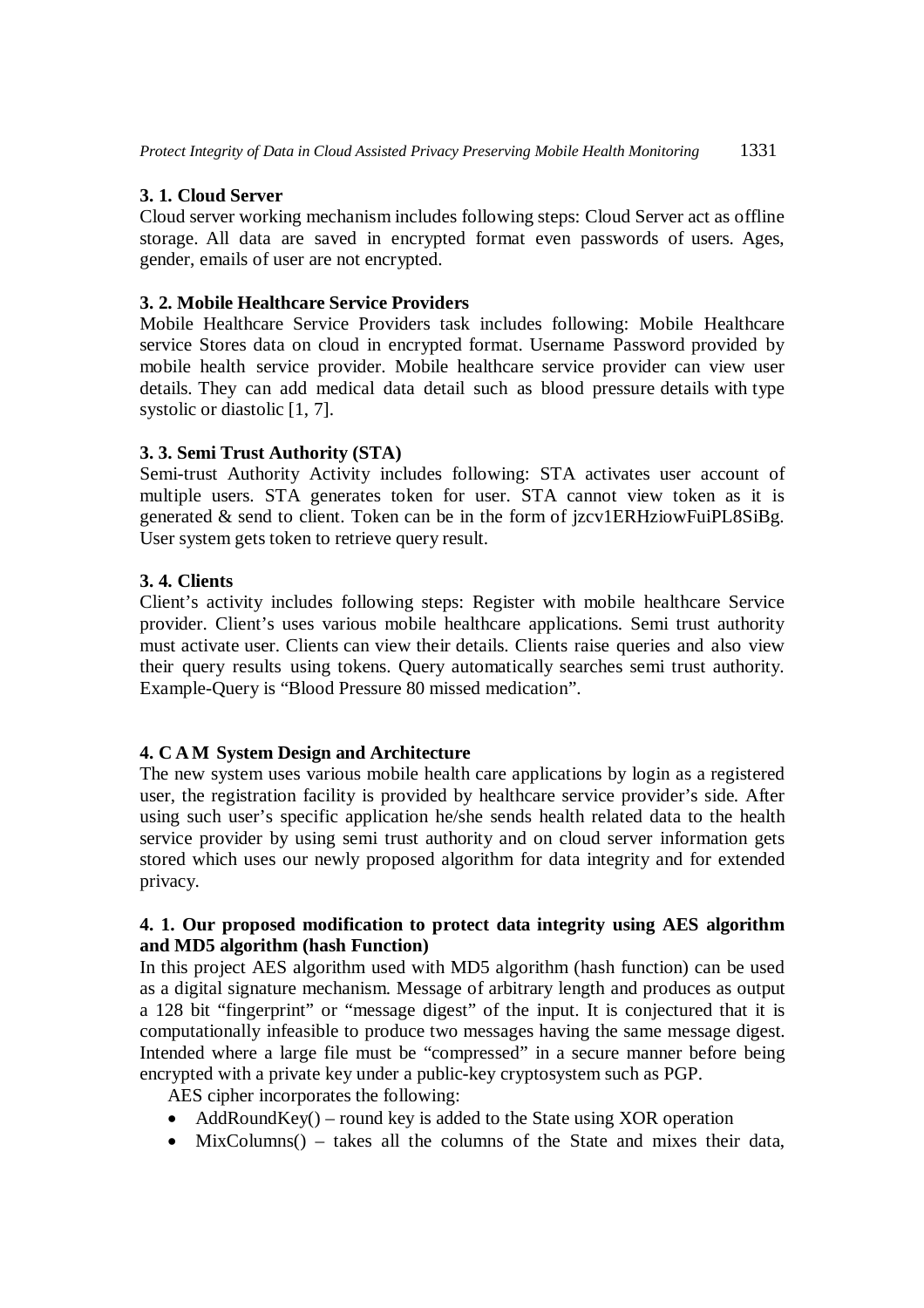### 3. 1. Cloud Server

Cloud server working mechanism includes following steps: Cloud Server act as offline storage. All data are saved in encrypted format even passwords of users. Ages, gender, emails of user are not encrypted.

### 3. 2. Mobile Healthcare Service Providers

Mobile Healthcare Service Providers task includes following: Mobile Healthcare service Stores data on cloud in encrypted format. Username Password provided by mobile health service provider. Mobile healthcare service provider can view user details. They can add medical data detail such as blood pressure details with type systolic or diastolic [1, 7].

### 3. 3. Semi Trust Authority (STA)

Semi-trust Authority Activity includes following: STA activates user account of multiple users. STA generates token for user. STA cannot view token as it is generated & send to client. Token can be in the form of jzcv1ERHziowFuiPL8SiBg. User system gets token to retrieve query result.

### 3. 4. Clients

Client's activity includes following steps: Register with mobile healthcare Service provider. Client's uses various mobile healthcare applications. Semi trust authority must activate user. Clients can view their details. Clients raise queries and also view their query results using tokens. Query automatically searches semi trust authority. Example-Query is "Blood Pressure 80 missed medication".

## 4. C A M System Design and Architecture

The new system uses various mobile health care applications by login as a registered user, the registration facility is provided by healthcare service provider's side. After using such user's specific application he/she sends health related data to the health service provider by using semi trust authority and on cloud server information gets stored which uses our newly proposed algorithm for data integrity and for extended privacy.

### 4. 1. Our proposed modification to protect data integrity using AES algorithm and MD5 algorithm (hash Function)

In this project AES algorithm used with MD5 algorithm (hash function) can be used as a digital signature mechanism. Message of arbitrary length and produces as output a 128 bit "fingerprint" or "message digest" of the input. It is conjectured that it is computationally infeasible to produce two messages having the same message digest. Intended where a large file must be "compressed" in a secure manner before being encrypted with a private key under a public-key cryptosystem such as PGP.

AES cipher incorporates the following:

- AddRoundKey() – round key is added to the State using XOR operation
- MixColumns() – takes all the columns of the State and mixes their data,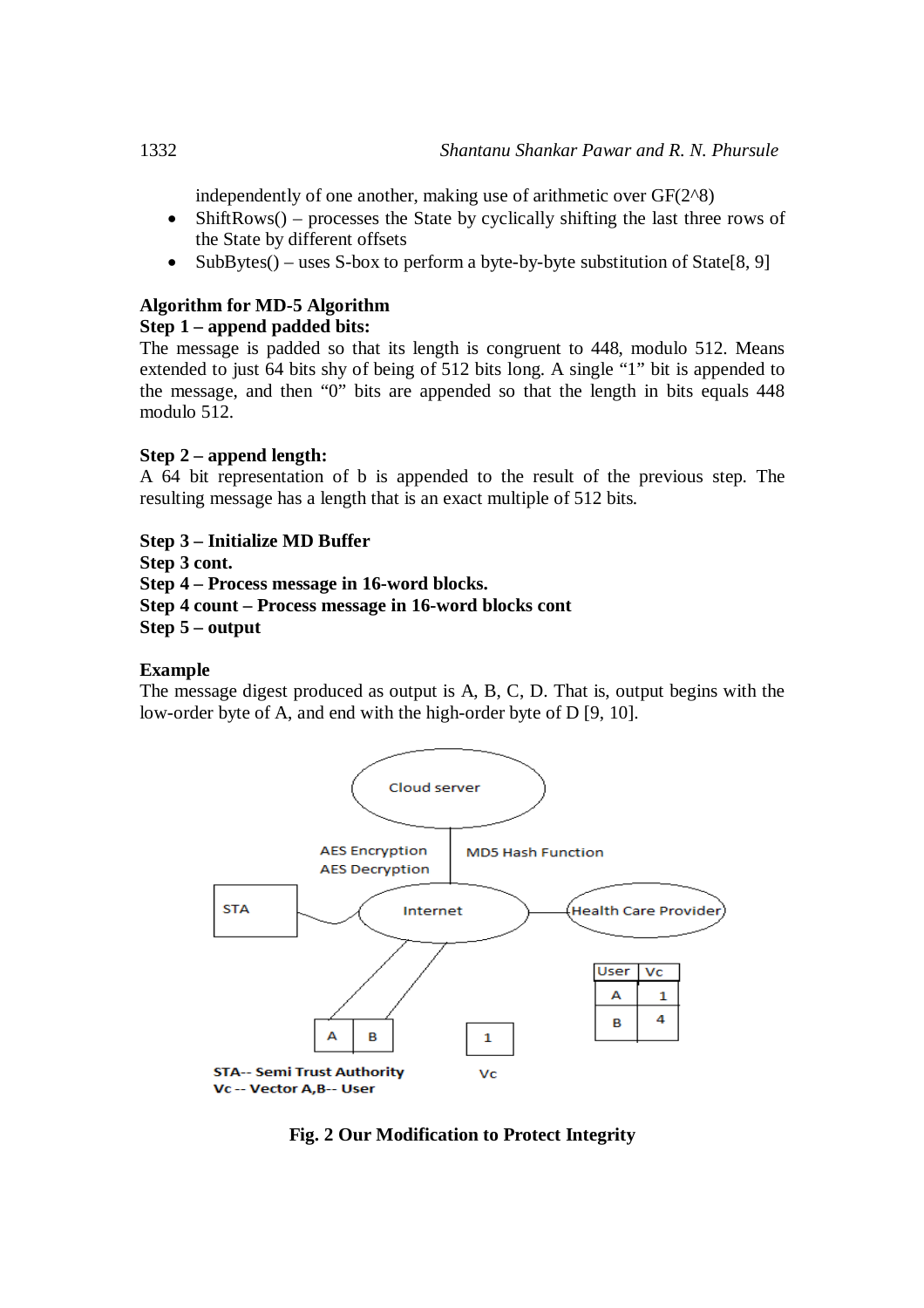independently of one another, making use of arithmetic over GF(2^8)

- ShiftRows() – processes the State by cyclically shifting the last three rows of the State by different offsets
- SubBytes() – uses S-box to perform a byte-by-byte substitution of State[8, 9]

**Algorithm for MD-5 Algorithm**

**Step 1 – append padded bits:**

The message is padded so that its length is congruent to 448, modulo 512. Means extended to just 64 bits shy of being of 512 bits long. A single "1" bit is appended to the message, and then "0" bits are appended so that the length in bits equals 448 modulo 512.

**Step 2 – append length:**

A 64 bit representation of b is appended to the result of the previous step. The resulting message has a length that is an exact multiple of 512 bits.

**Step 3 – Initialize MD Buffer**

**Step 3 cont.**

**Step 4 – Process message in 16-word blocks.**

**Step 4 count – Process message in 16-word blocks cont**

**Step 5 – output**

**Example**

The message digest produced as output is A, B, C, D. That is, output begins with the low-order byte of A, and end with the high-order byte of D [9, 10].

Cloud server

AES Encryption
AES Decryption

MD5 Hash Function

STA

Internet

Health Care Provider

| User | Vc |
|---|---|
| A | 1 |
| B | 4 |

| A | B |
|---|---|

1

Vc

STA-- Semi Trust Authority
Vc -- Vector A,B-- User

**Fig. 2 Our Modification to Protect Integrity**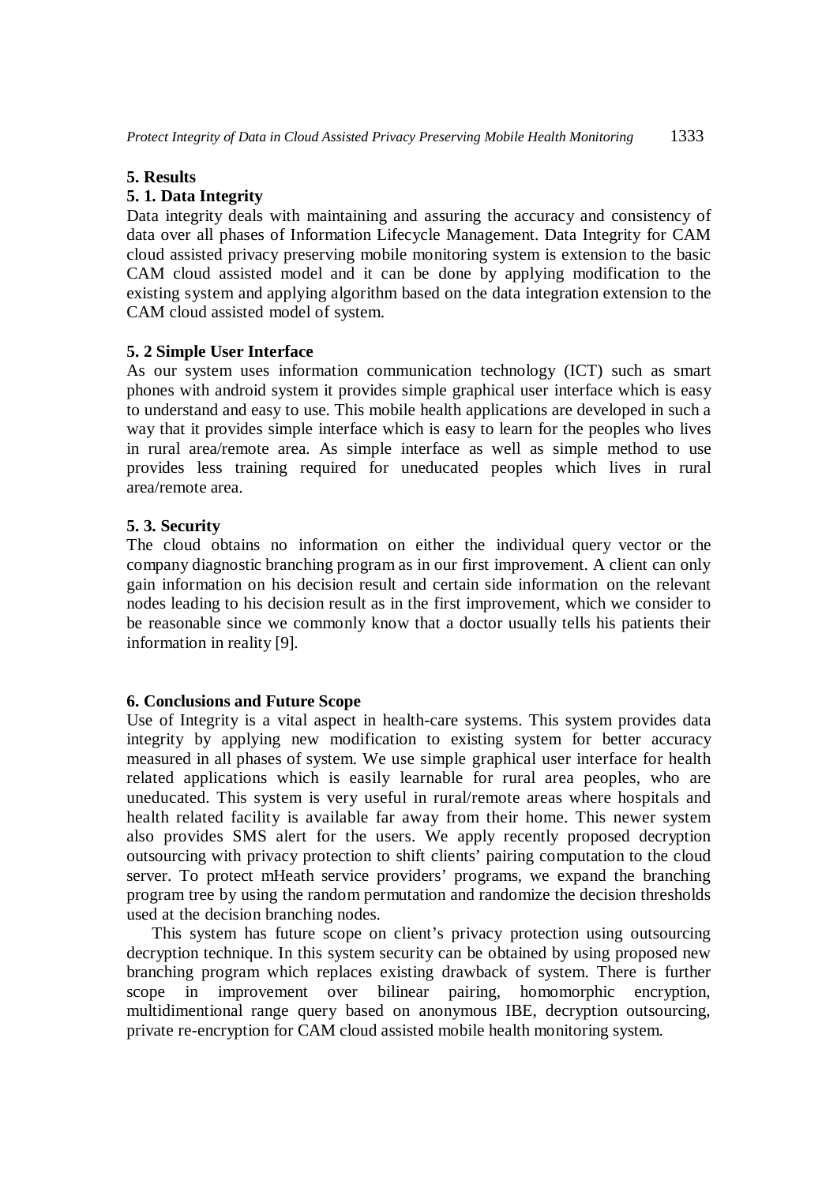## 5. Results

### 5. 1. Data Integrity

Data integrity deals with maintaining and assuring the accuracy and consistency of data over all phases of Information Lifecycle Management. Data Integrity for CAM cloud assisted privacy preserving mobile monitoring system is extension to the basic CAM cloud assisted model and it can be done by applying modification to the existing system and applying algorithm based on the data integration extension to the CAM cloud assisted model of system.

### 5. 2 Simple User Interface

As our system uses information communication technology (ICT) such as smart phones with android system it provides simple graphical user interface which is easy to understand and easy to use. This mobile health applications are developed in such a way that it provides simple interface which is easy to learn for the peoples who lives in rural area/remote area. As simple interface as well as simple method to use provides less training required for uneducated peoples which lives in rural area/remote area.

### 5. 3. Security

The cloud obtains no information on either the individual query vector or the company diagnostic branching program as in our first improvement. A client can only gain information on his decision result and certain side information on the relevant nodes leading to his decision result as in the first improvement, which we consider to be reasonable since we commonly know that a doctor usually tells his patients their information in reality [9].

## 6. Conclusions and Future Scope

Use of Integrity is a vital aspect in health-care systems. This system provides data integrity by applying new modification to existing system for better accuracy measured in all phases of system. We use simple graphical user interface for health related applications which is easily learnable for rural area peoples, who are uneducated. This system is very useful in rural/remote areas where hospitals and health related facility is available far away from their home. This newer system also provides SMS alert for the users. We apply recently proposed decryption outsourcing with privacy protection to shift clients' pairing computation to the cloud server. To protect mHeath service providers' programs, we expand the branching program tree by using the random permutation and randomize the decision thresholds used at the decision branching nodes.

This system has future scope on client's privacy protection using outsourcing decryption technique. In this system security can be obtained by using proposed new branching program which replaces existing drawback of system. There is further scope in improvement over bilinear pairing, homomorphic encryption, multidimentional range query based on anonymous IBE, decryption outsourcing, private re-encryption for CAM cloud assisted mobile health monitoring system.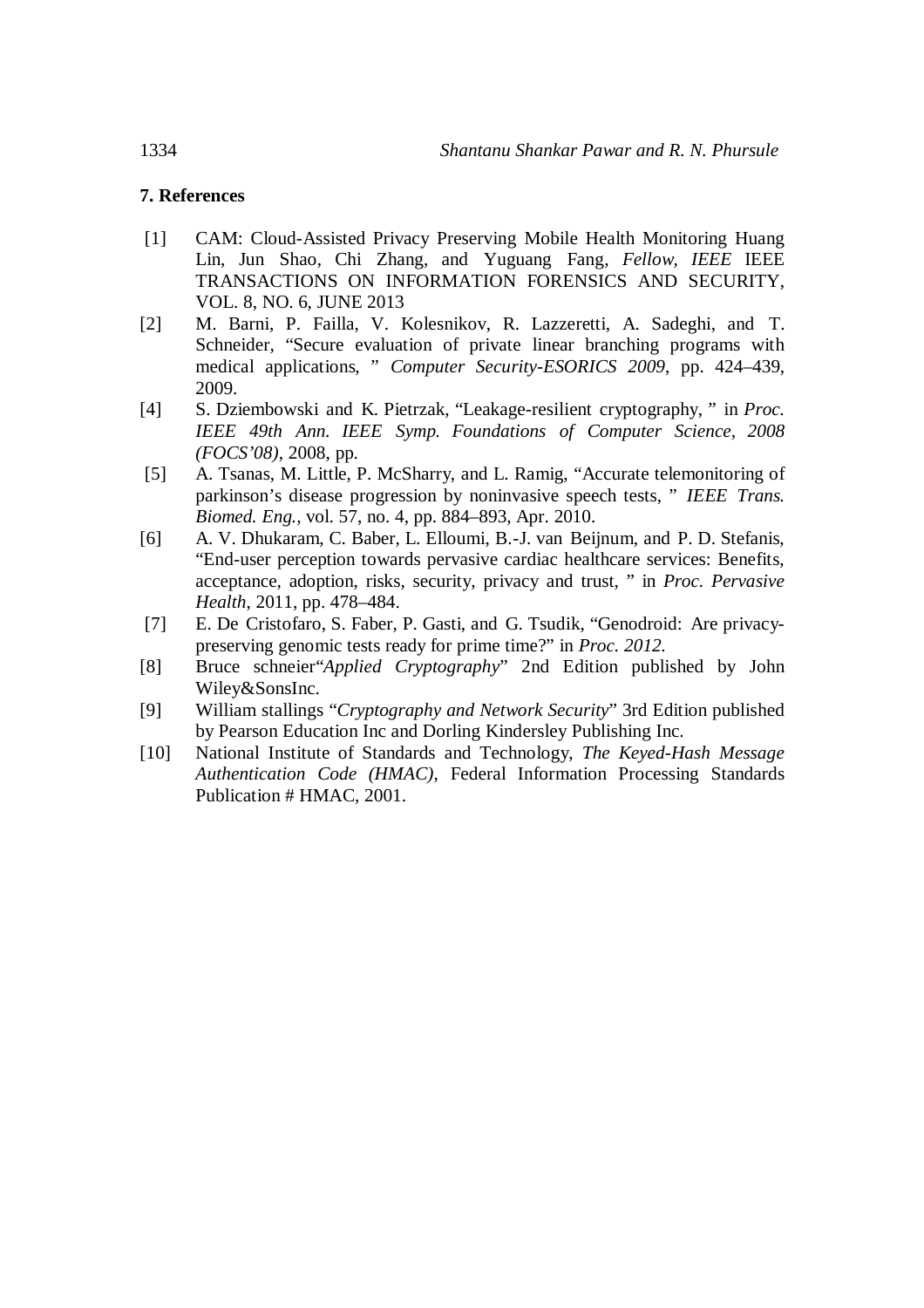## 7. References

[1] CAM: Cloud-Assisted Privacy Preserving Mobile Health Monitoring Huang Lin, Jun Shao, Chi Zhang, and Yuguang Fang, *Fellow, IEEE* IEEE TRANSACTIONS ON INFORMATION FORENSICS AND SECURITY, VOL. 8, NO. 6, JUNE 2013

[2] M. Barni, P. Failla, V. Kolesnikov, R. Lazzeretti, A. Sadeghi, and T. Schneider, "Secure evaluation of private linear branching programs with medical applications, " *Computer Security-ESORICS 2009*, pp. 424–439, 2009.

[4] S. Dziembowski and K. Pietrzak, "Leakage-resilient cryptography, " in *Proc. IEEE 49th Ann. IEEE Symp. Foundations of Computer Science, 2008 (FOCS'08)*, 2008, pp.

[5] A. Tsanas, M. Little, P. McSharry, and L. Ramig, "Accurate telemonitoring of parkinson's disease progression by noninvasive speech tests, " *IEEE Trans. Biomed. Eng.*, vol. 57, no. 4, pp. 884–893, Apr. 2010.

[6] A. V. Dhukaram, C. Baber, L. Elloumi, B.-J. van Beijnum, and P. D. Stefanis, "End-user perception towards pervasive cardiac healthcare services: Benefits, acceptance, adoption, risks, security, privacy and trust, " in *Proc. Pervasive Health*, 2011, pp. 478–484.

[7] E. De Cristofaro, S. Faber, P. Gasti, and G. Tsudik, "Genodroid: Are privacy-preserving genomic tests ready for prime time?" in *Proc. 2012*.

[8] Bruce schneier"*Applied Cryptography*" 2nd Edition published by John Wiley&SonsInc.

[9] William stallings "*Cryptography and Network Security*" 3rd Edition published by Pearson Education Inc and Dorling Kindersley Publishing Inc.

[10] National Institute of Standards and Technology, *The Keyed-Hash Message Authentication Code (HMAC)*, Federal Information Processing Standards Publication # HMAC, 2001.